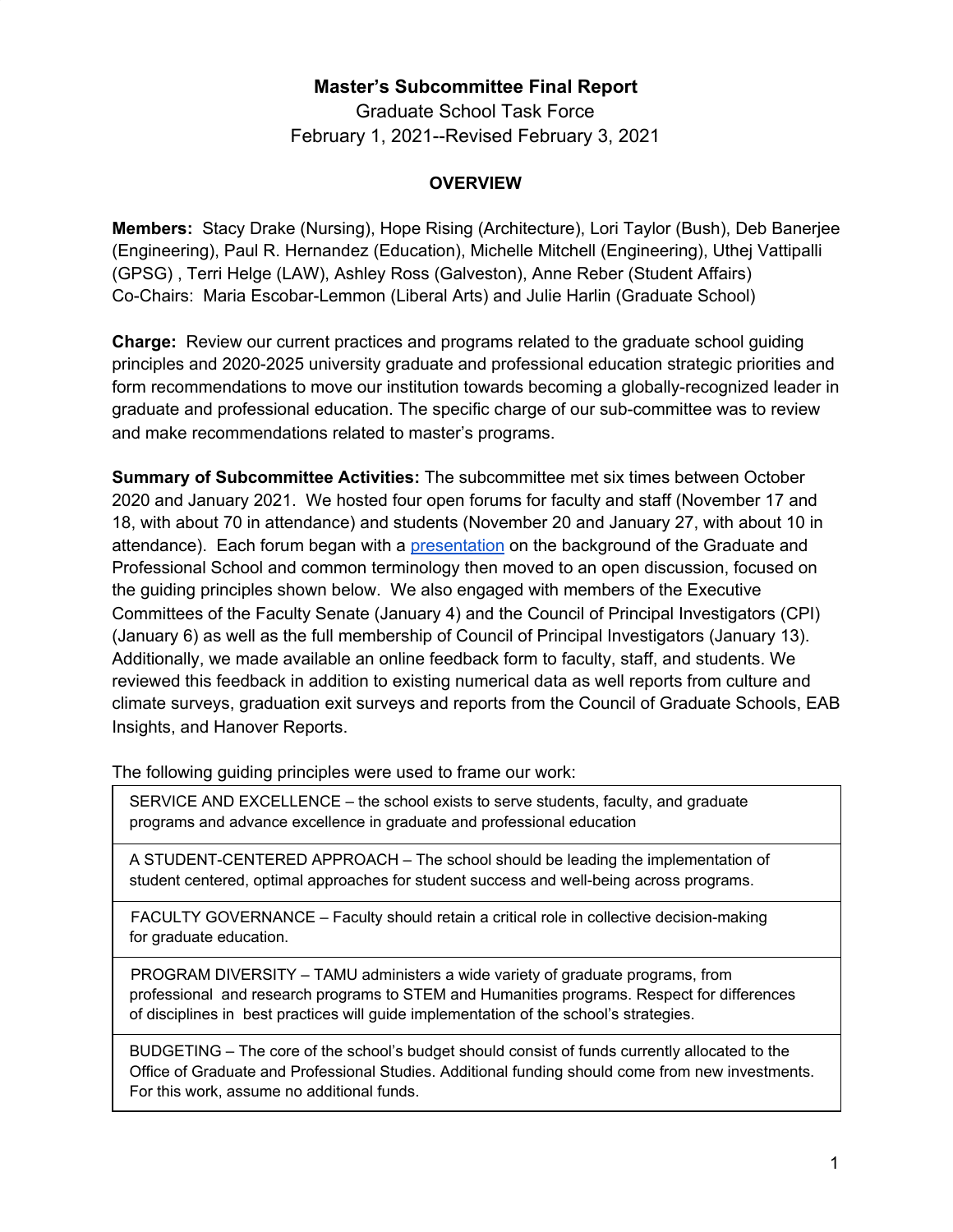# Master's Subcommittee Final Report

Graduate School Task Force

February 1, 2021--Revised February 3, 2021

## OVERVIEW

**Members:** Stacy Drake (Nursing), Hope Rising (Architecture), Lori Taylor (Bush), Deb Banerjee (Engineering), Paul R. Hernandez (Education), Michelle Mitchell (Engineering), Uthej Vattipalli (GPSG) , Terri Helge (LAW), Ashley Ross (Galveston), Anne Reber (Student Affairs)
Co-Chairs: Maria Escobar-Lemmon (Liberal Arts) and Julie Harlin (Graduate School)

**Charge:** Review our current practices and programs related to the graduate school guiding principles and 2020-2025 university graduate and professional education strategic priorities and form recommendations to move our institution towards becoming a globally-recognized leader in graduate and professional education. The specific charge of our sub-committee was to review and make recommendations related to master's programs.

**Summary of Subcommittee Activities:** The subcommittee met six times between October 2020 and January 2021. We hosted four open forums for faculty and staff (November 17 and 18, with about 70 in attendance) and students (November 20 and January 27, with about 10 in attendance). Each forum began with a presentation on the background of the Graduate and Professional School and common terminology then moved to an open discussion, focused on the guiding principles shown below. We also engaged with members of the Executive Committees of the Faculty Senate (January 4) and the Council of Principal Investigators (CPI) (January 6) as well as the full membership of Council of Principal Investigators (January 13). Additionally, we made available an online feedback form to faculty, staff, and students. We reviewed this feedback in addition to existing numerical data as well reports from culture and climate surveys, graduation exit surveys and reports from the Council of Graduate Schools, EAB Insights, and Hanover Reports.

The following guiding principles were used to frame our work:

| |
|---|
| SERVICE AND EXCELLENCE – the school exists to serve students, faculty, and graduate programs and advance excellence in graduate and professional education |
| A STUDENT-CENTERED APPROACH – The school should be leading the implementation of student centered, optimal approaches for student success and well-being across programs. |
| FACULTY GOVERNANCE – Faculty should retain a critical role in collective decision-making for graduate education. |
| PROGRAM DIVERSITY – TAMU administers a wide variety of graduate programs, from professional and research programs to STEM and Humanities programs. Respect for differences of disciplines in best practices will guide implementation of the school's strategies. |
| BUDGETING – The core of the school's budget should consist of funds currently allocated to the Office of Graduate and Professional Studies. Additional funding should come from new investments. For this work, assume no additional funds. |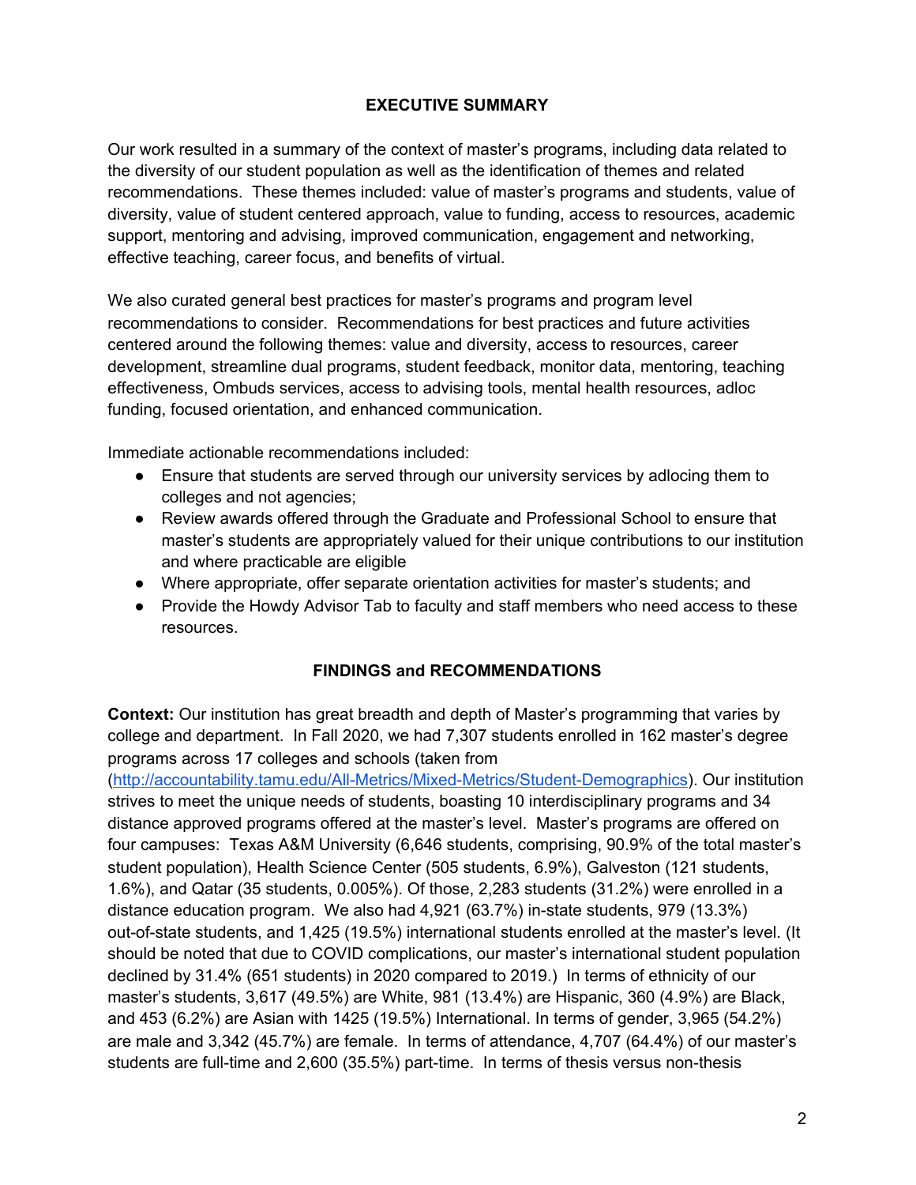## EXECUTIVE SUMMARY

Our work resulted in a summary of the context of master's programs, including data related to the diversity of our student population as well as the identification of themes and related recommendations. These themes included: value of master's programs and students, value of diversity, value of student centered approach, value to funding, access to resources, academic support, mentoring and advising, improved communication, engagement and networking, effective teaching, career focus, and benefits of virtual.

We also curated general best practices for master's programs and program level recommendations to consider. Recommendations for best practices and future activities centered around the following themes: value and diversity, access to resources, career development, streamline dual programs, student feedback, monitor data, mentoring, teaching effectiveness, Ombuds services, access to advising tools, mental health resources, adloc funding, focused orientation, and enhanced communication.

Immediate actionable recommendations included:

- Ensure that students are served through our university services by adlocing them to colleges and not agencies;
- Review awards offered through the Graduate and Professional School to ensure that master's students are appropriately valued for their unique contributions to our institution and where practicable are eligible
- Where appropriate, offer separate orientation activities for master's students; and
- Provide the Howdy Advisor Tab to faculty and staff members who need access to these resources.

## FINDINGS and RECOMMENDATIONS

**Context:** Our institution has great breadth and depth of Master's programming that varies by college and department. In Fall 2020, we had 7,307 students enrolled in 162 master's degree programs across 17 colleges and schools (taken from (http://accountability.tamu.edu/All-Metrics/Mixed-Metrics/Student-Demographics). Our institution strives to meet the unique needs of students, boasting 10 interdisciplinary programs and 34 distance approved programs offered at the master's level. Master's programs are offered on four campuses: Texas A&M University (6,646 students, comprising, 90.9% of the total master's student population), Health Science Center (505 students, 6.9%), Galveston (121 students, 1.6%), and Qatar (35 students, 0.005%). Of those, 2,283 students (31.2%) were enrolled in a distance education program. We also had 4,921 (63.7%) in-state students, 979 (13.3%) out-of-state students, and 1,425 (19.5%) international students enrolled at the master's level. (It should be noted that due to COVID complications, our master's international student population declined by 31.4% (651 students) in 2020 compared to 2019.) In terms of ethnicity of our master's students, 3,617 (49.5%) are White, 981 (13.4%) are Hispanic, 360 (4.9%) are Black, and 453 (6.2%) are Asian with 1425 (19.5%) International. In terms of gender, 3,965 (54.2%) are male and 3,342 (45.7%) are female. In terms of attendance, 4,707 (64.4%) of our master's students are full-time and 2,600 (35.5%) part-time. In terms of thesis versus non-thesis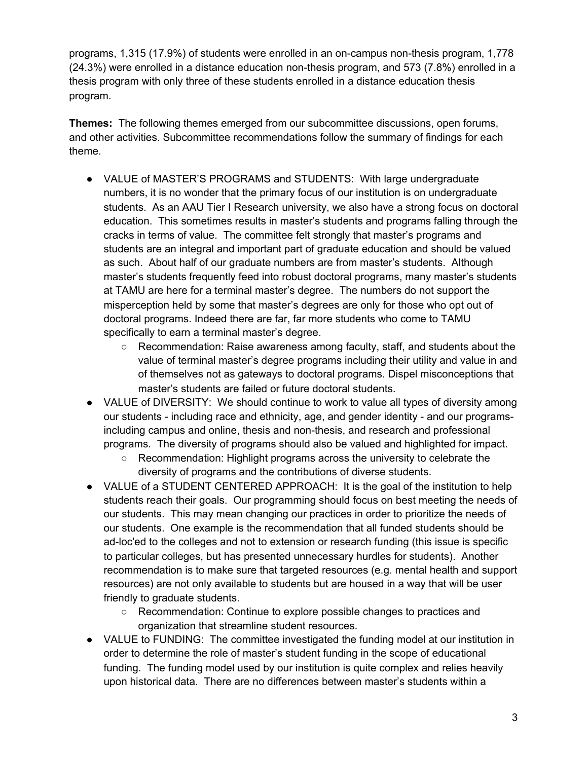programs, 1,315 (17.9%) of students were enrolled in an on-campus non-thesis program, 1,778 (24.3%) were enrolled in a distance education non-thesis program, and 573 (7.8%) enrolled in a thesis program with only three of these students enrolled in a distance education thesis program.

**Themes:** The following themes emerged from our subcommittee discussions, open forums, and other activities. Subcommittee recommendations follow the summary of findings for each theme.

- VALUE of MASTER'S PROGRAMS and STUDENTS: With large undergraduate numbers, it is no wonder that the primary focus of our institution is on undergraduate students. As an AAU Tier I Research university, we also have a strong focus on doctoral education. This sometimes results in master's students and programs falling through the cracks in terms of value. The committee felt strongly that master's programs and students are an integral and important part of graduate education and should be valued as such. About half of our graduate numbers are from master's students. Although master's students frequently feed into robust doctoral programs, many master's students at TAMU are here for a terminal master's degree. The numbers do not support the misperception held by some that master's degrees are only for those who opt out of doctoral programs. Indeed there are far, far more students who come to TAMU specifically to earn a terminal master's degree.
  - Recommendation: Raise awareness among faculty, staff, and students about the value of terminal master's degree programs including their utility and value in and of themselves not as gateways to doctoral programs. Dispel misconceptions that master's students are failed or future doctoral students.
- VALUE of DIVERSITY: We should continue to work to value all types of diversity among our students - including race and ethnicity, age, and gender identity - and our programs- including campus and online, thesis and non-thesis, and research and professional programs. The diversity of programs should also be valued and highlighted for impact.
  - Recommendation: Highlight programs across the university to celebrate the diversity of programs and the contributions of diverse students.
- VALUE of a STUDENT CENTERED APPROACH: It is the goal of the institution to help students reach their goals. Our programming should focus on best meeting the needs of our students. This may mean changing our practices in order to prioritize the needs of our students. One example is the recommendation that all funded students should be ad-loc'ed to the colleges and not to extension or research funding (this issue is specific to particular colleges, but has presented unnecessary hurdles for students). Another recommendation is to make sure that targeted resources (e.g. mental health and support resources) are not only available to students but are housed in a way that will be user friendly to graduate students.
  - Recommendation: Continue to explore possible changes to practices and organization that streamline student resources.
- VALUE to FUNDING: The committee investigated the funding model at our institution in order to determine the role of master's student funding in the scope of educational funding. The funding model used by our institution is quite complex and relies heavily upon historical data. There are no differences between master's students within a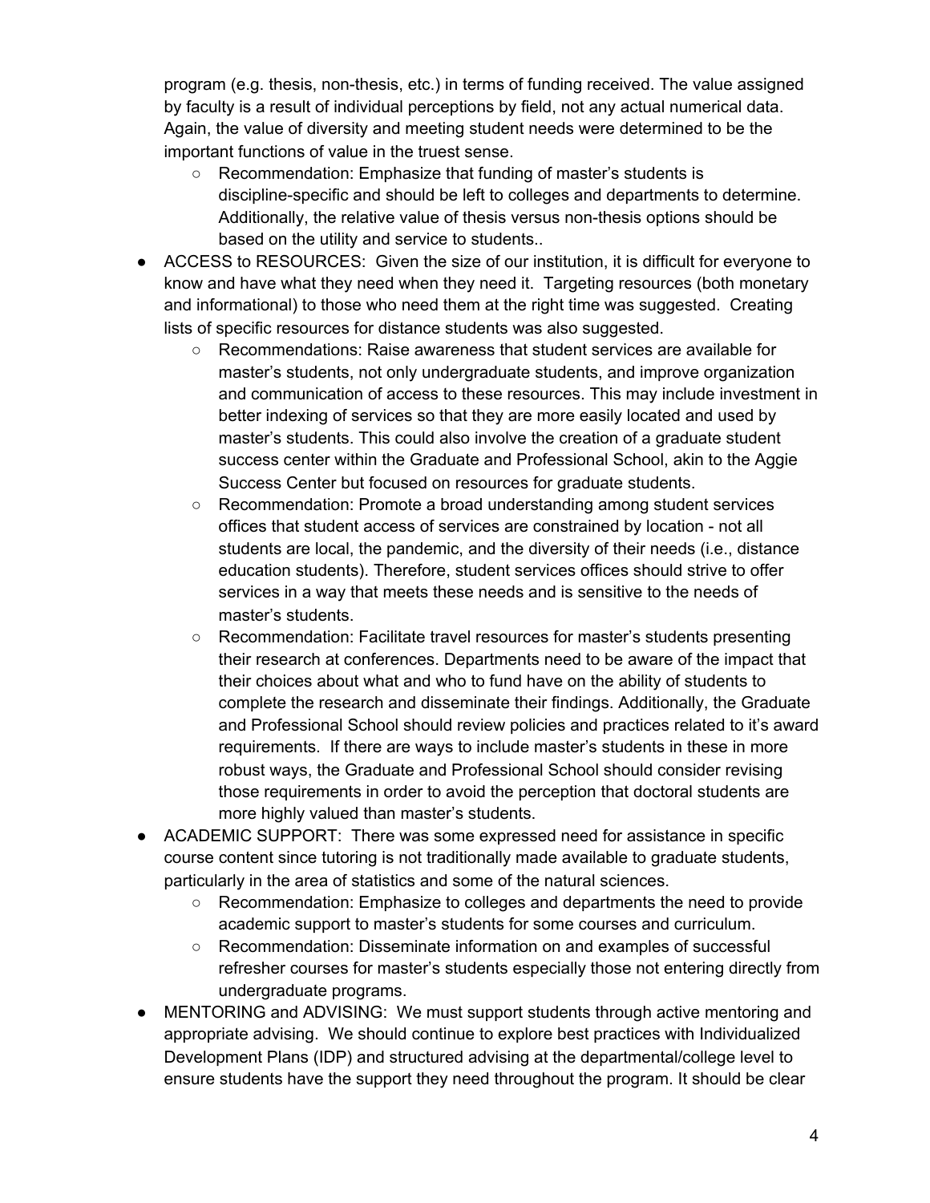program (e.g. thesis, non-thesis, etc.) in terms of funding received. The value assigned by faculty is a result of individual perceptions by field, not any actual numerical data. Again, the value of diversity and meeting student needs were determined to be the important functions of value in the truest sense.

  - Recommendation: Emphasize that funding of master's students is discipline-specific and should be left to colleges and departments to determine. Additionally, the relative value of thesis versus non-thesis options should be based on the utility and service to students..

- ACCESS to RESOURCES: Given the size of our institution, it is difficult for everyone to know and have what they need when they need it. Targeting resources (both monetary and informational) to those who need them at the right time was suggested. Creating lists of specific resources for distance students was also suggested.
  - Recommendations: Raise awareness that student services are available for master's students, not only undergraduate students, and improve organization and communication of access to these resources. This may include investment in better indexing of services so that they are more easily located and used by master's students. This could also involve the creation of a graduate student success center within the Graduate and Professional School, akin to the Aggie Success Center but focused on resources for graduate students.
  - Recommendation: Promote a broad understanding among student services offices that student access of services are constrained by location - not all students are local, the pandemic, and the diversity of their needs (i.e., distance education students). Therefore, student services offices should strive to offer services in a way that meets these needs and is sensitive to the needs of master's students.
  - Recommendation: Facilitate travel resources for master's students presenting their research at conferences. Departments need to be aware of the impact that their choices about what and who to fund have on the ability of students to complete the research and disseminate their findings. Additionally, the Graduate and Professional School should review policies and practices related to it's award requirements. If there are ways to include master's students in these in more robust ways, the Graduate and Professional School should consider revising those requirements in order to avoid the perception that doctoral students are more highly valued than master's students.
- ACADEMIC SUPPORT: There was some expressed need for assistance in specific course content since tutoring is not traditionally made available to graduate students, particularly in the area of statistics and some of the natural sciences.
  - Recommendation: Emphasize to colleges and departments the need to provide academic support to master's students for some courses and curriculum.
  - Recommendation: Disseminate information on and examples of successful refresher courses for master's students especially those not entering directly from undergraduate programs.
- MENTORING and ADVISING: We must support students through active mentoring and appropriate advising. We should continue to explore best practices with Individualized Development Plans (IDP) and structured advising at the departmental/college level to ensure students have the support they need throughout the program. It should be clear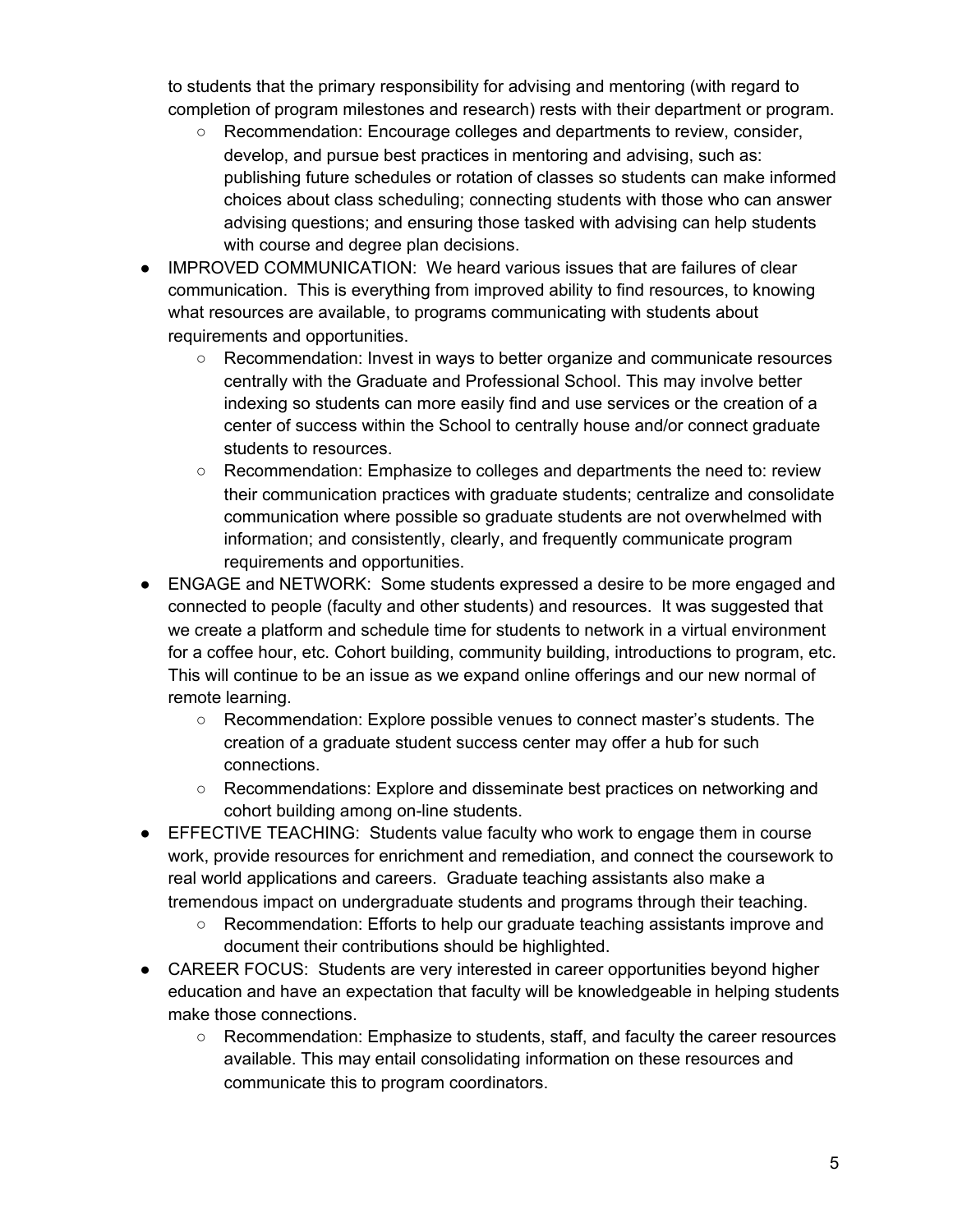to students that the primary responsibility for advising and mentoring (with regard to completion of program milestones and research) rests with their department or program.

  - Recommendation: Encourage colleges and departments to review, consider, develop, and pursue best practices in mentoring and advising, such as: publishing future schedules or rotation of classes so students can make informed choices about class scheduling; connecting students with those who can answer advising questions; and ensuring those tasked with advising can help students with course and degree plan decisions.

- IMPROVED COMMUNICATION: We heard various issues that are failures of clear communication. This is everything from improved ability to find resources, to knowing what resources are available, to programs communicating with students about requirements and opportunities.
  - Recommendation: Invest in ways to better organize and communicate resources centrally with the Graduate and Professional School. This may involve better indexing so students can more easily find and use services or the creation of a center of success within the School to centrally house and/or connect graduate students to resources.
  - Recommendation: Emphasize to colleges and departments the need to: review their communication practices with graduate students; centralize and consolidate communication where possible so graduate students are not overwhelmed with information; and consistently, clearly, and frequently communicate program requirements and opportunities.
- ENGAGE and NETWORK: Some students expressed a desire to be more engaged and connected to people (faculty and other students) and resources. It was suggested that we create a platform and schedule time for students to network in a virtual environment for a coffee hour, etc. Cohort building, community building, introductions to program, etc. This will continue to be an issue as we expand online offerings and our new normal of remote learning.
  - Recommendation: Explore possible venues to connect master's students. The creation of a graduate student success center may offer a hub for such connections.
  - Recommendations: Explore and disseminate best practices on networking and cohort building among on-line students.
- EFFECTIVE TEACHING: Students value faculty who work to engage them in course work, provide resources for enrichment and remediation, and connect the coursework to real world applications and careers. Graduate teaching assistants also make a tremendous impact on undergraduate students and programs through their teaching.
  - Recommendation: Efforts to help our graduate teaching assistants improve and document their contributions should be highlighted.
- CAREER FOCUS: Students are very interested in career opportunities beyond higher education and have an expectation that faculty will be knowledgeable in helping students make those connections.
  - Recommendation: Emphasize to students, staff, and faculty the career resources available. This may entail consolidating information on these resources and communicate this to program coordinators.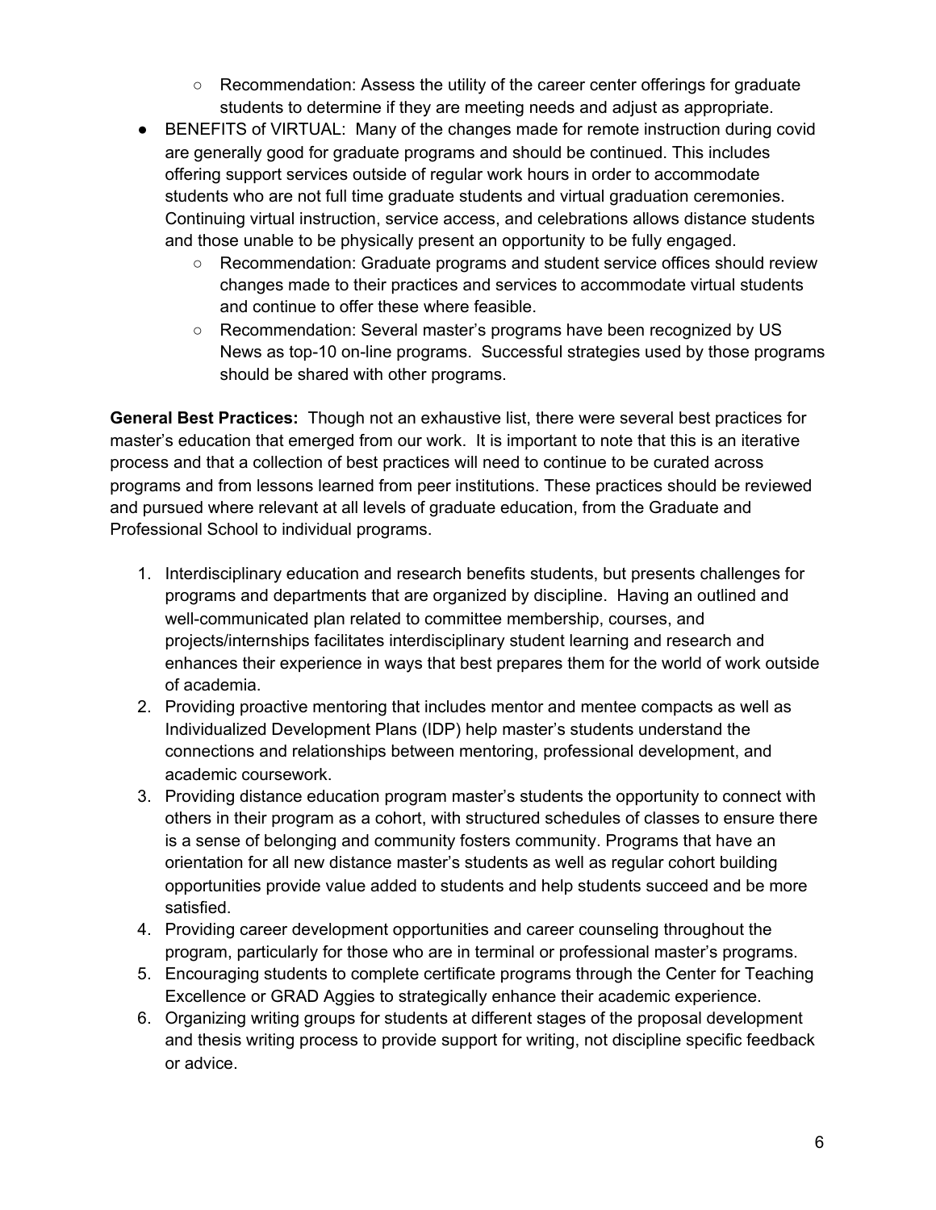- Recommendation: Assess the utility of the career center offerings for graduate students to determine if they are meeting needs and adjust as appropriate.
- BENEFITS of VIRTUAL: Many of the changes made for remote instruction during covid are generally good for graduate programs and should be continued. This includes offering support services outside of regular work hours in order to accommodate students who are not full time graduate students and virtual graduation ceremonies. Continuing virtual instruction, service access, and celebrations allows distance students and those unable to be physically present an opportunity to be fully engaged.
    - Recommendation: Graduate programs and student service offices should review changes made to their practices and services to accommodate virtual students and continue to offer these where feasible.
    - Recommendation: Several master's programs have been recognized by US News as top-10 on-line programs. Successful strategies used by those programs should be shared with other programs.

**General Best Practices:** Though not an exhaustive list, there were several best practices for master's education that emerged from our work. It is important to note that this is an iterative process and that a collection of best practices will need to continue to be curated across programs and from lessons learned from peer institutions. These practices should be reviewed and pursued where relevant at all levels of graduate education, from the Graduate and Professional School to individual programs.

1. Interdisciplinary education and research benefits students, but presents challenges for programs and departments that are organized by discipline. Having an outlined and well-communicated plan related to committee membership, courses, and projects/internships facilitates interdisciplinary student learning and research and enhances their experience in ways that best prepares them for the world of work outside of academia.
2. Providing proactive mentoring that includes mentor and mentee compacts as well as Individualized Development Plans (IDP) help master's students understand the connections and relationships between mentoring, professional development, and academic coursework.
3. Providing distance education program master's students the opportunity to connect with others in their program as a cohort, with structured schedules of classes to ensure there is a sense of belonging and community fosters community. Programs that have an orientation for all new distance master's students as well as regular cohort building opportunities provide value added to students and help students succeed and be more satisfied.
4. Providing career development opportunities and career counseling throughout the program, particularly for those who are in terminal or professional master's programs.
5. Encouraging students to complete certificate programs through the Center for Teaching Excellence or GRAD Aggies to strategically enhance their academic experience.
6. Organizing writing groups for students at different stages of the proposal development and thesis writing process to provide support for writing, not discipline specific feedback or advice.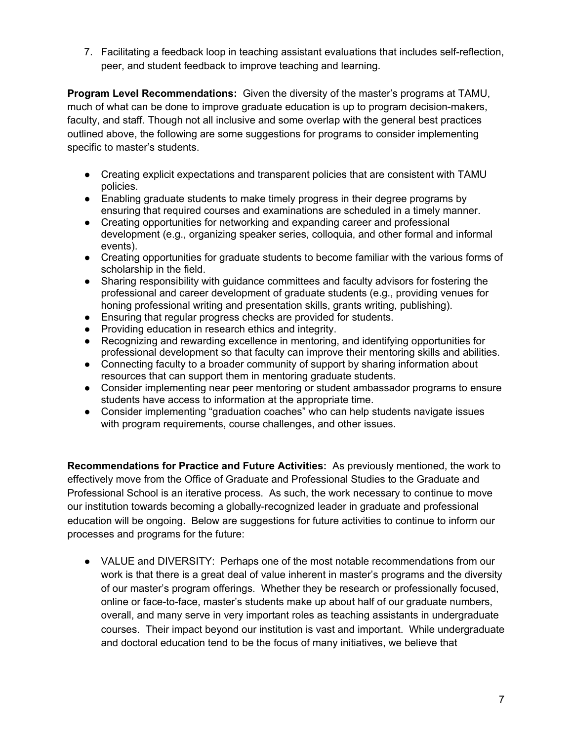7. Facilitating a feedback loop in teaching assistant evaluations that includes self-reflection, peer, and student feedback to improve teaching and learning.

**Program Level Recommendations:** Given the diversity of the master's programs at TAMU, much of what can be done to improve graduate education is up to program decision-makers, faculty, and staff. Though not all inclusive and some overlap with the general best practices outlined above, the following are some suggestions for programs to consider implementing specific to master's students.

- Creating explicit expectations and transparent policies that are consistent with TAMU policies.
- Enabling graduate students to make timely progress in their degree programs by ensuring that required courses and examinations are scheduled in a timely manner.
- Creating opportunities for networking and expanding career and professional development (e.g., organizing speaker series, colloquia, and other formal and informal events).
- Creating opportunities for graduate students to become familiar with the various forms of scholarship in the field.
- Sharing responsibility with guidance committees and faculty advisors for fostering the professional and career development of graduate students (e.g., providing venues for honing professional writing and presentation skills, grants writing, publishing).
- Ensuring that regular progress checks are provided for students.
- Providing education in research ethics and integrity.
- Recognizing and rewarding excellence in mentoring, and identifying opportunities for professional development so that faculty can improve their mentoring skills and abilities.
- Connecting faculty to a broader community of support by sharing information about resources that can support them in mentoring graduate students.
- Consider implementing near peer mentoring or student ambassador programs to ensure students have access to information at the appropriate time.
- Consider implementing "graduation coaches" who can help students navigate issues with program requirements, course challenges, and other issues.

**Recommendations for Practice and Future Activities:** As previously mentioned, the work to effectively move from the Office of Graduate and Professional Studies to the Graduate and Professional School is an iterative process. As such, the work necessary to continue to move our institution towards becoming a globally-recognized leader in graduate and professional education will be ongoing. Below are suggestions for future activities to continue to inform our processes and programs for the future:

- VALUE and DIVERSITY: Perhaps one of the most notable recommendations from our work is that there is a great deal of value inherent in master's programs and the diversity of our master's program offerings. Whether they be research or professionally focused, online or face-to-face, master's students make up about half of our graduate numbers, overall, and many serve in very important roles as teaching assistants in undergraduate courses. Their impact beyond our institution is vast and important. While undergraduate and doctoral education tend to be the focus of many initiatives, we believe that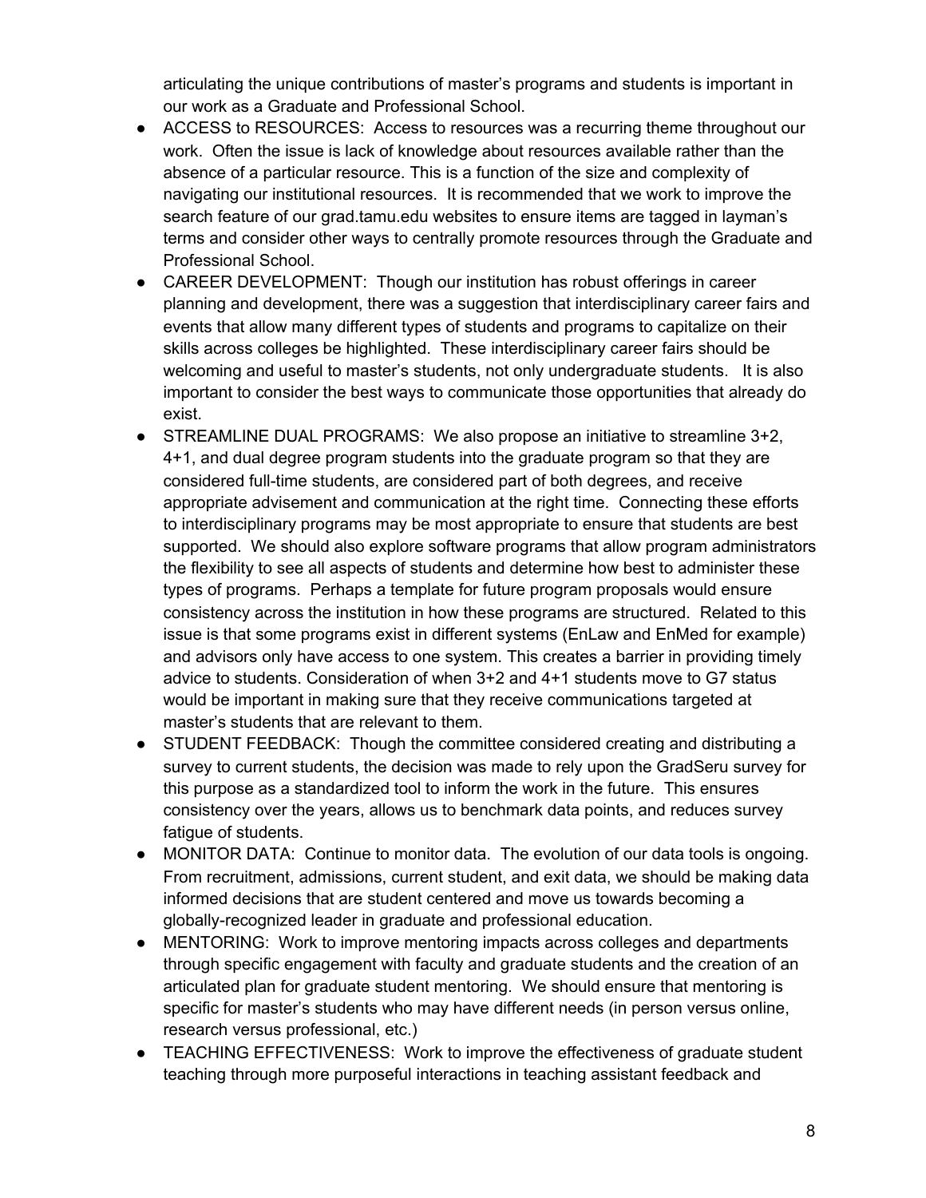articulating the unique contributions of master's programs and students is important in our work as a Graduate and Professional School.

- ACCESS to RESOURCES: Access to resources was a recurring theme throughout our work. Often the issue is lack of knowledge about resources available rather than the absence of a particular resource. This is a function of the size and complexity of navigating our institutional resources. It is recommended that we work to improve the search feature of our grad.tamu.edu websites to ensure items are tagged in layman's terms and consider other ways to centrally promote resources through the Graduate and Professional School.
- CAREER DEVELOPMENT: Though our institution has robust offerings in career planning and development, there was a suggestion that interdisciplinary career fairs and events that allow many different types of students and programs to capitalize on their skills across colleges be highlighted. These interdisciplinary career fairs should be welcoming and useful to master's students, not only undergraduate students. It is also important to consider the best ways to communicate those opportunities that already do exist.
- STREAMLINE DUAL PROGRAMS: We also propose an initiative to streamline 3+2, 4+1, and dual degree program students into the graduate program so that they are considered full-time students, are considered part of both degrees, and receive appropriate advisement and communication at the right time. Connecting these efforts to interdisciplinary programs may be most appropriate to ensure that students are best supported. We should also explore software programs that allow program administrators the flexibility to see all aspects of students and determine how best to administer these types of programs. Perhaps a template for future program proposals would ensure consistency across the institution in how these programs are structured. Related to this issue is that some programs exist in different systems (EnLaw and EnMed for example) and advisors only have access to one system. This creates a barrier in providing timely advice to students. Consideration of when 3+2 and 4+1 students move to G7 status would be important in making sure that they receive communications targeted at master's students that are relevant to them.
- STUDENT FEEDBACK: Though the committee considered creating and distributing a survey to current students, the decision was made to rely upon the GradSeru survey for this purpose as a standardized tool to inform the work in the future. This ensures consistency over the years, allows us to benchmark data points, and reduces survey fatigue of students.
- MONITOR DATA: Continue to monitor data. The evolution of our data tools is ongoing. From recruitment, admissions, current student, and exit data, we should be making data informed decisions that are student centered and move us towards becoming a globally-recognized leader in graduate and professional education.
- MENTORING: Work to improve mentoring impacts across colleges and departments through specific engagement with faculty and graduate students and the creation of an articulated plan for graduate student mentoring. We should ensure that mentoring is specific for master's students who may have different needs (in person versus online, research versus professional, etc.)
- TEACHING EFFECTIVENESS: Work to improve the effectiveness of graduate student teaching through more purposeful interactions in teaching assistant feedback and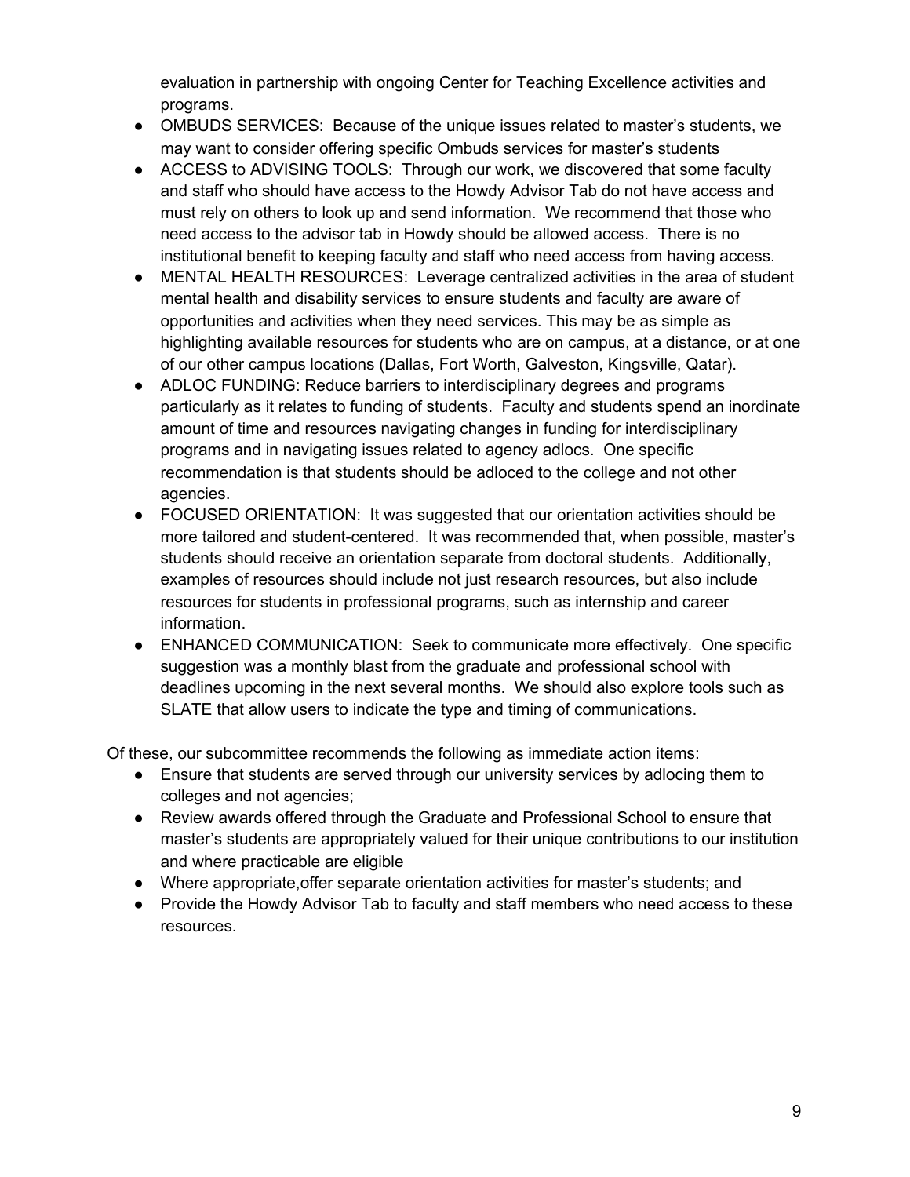evaluation in partnership with ongoing Center for Teaching Excellence activities and programs.

- OMBUDS SERVICES: Because of the unique issues related to master's students, we may want to consider offering specific Ombuds services for master's students
- ACCESS to ADVISING TOOLS: Through our work, we discovered that some faculty and staff who should have access to the Howdy Advisor Tab do not have access and must rely on others to look up and send information. We recommend that those who need access to the advisor tab in Howdy should be allowed access. There is no institutional benefit to keeping faculty and staff who need access from having access.
- MENTAL HEALTH RESOURCES: Leverage centralized activities in the area of student mental health and disability services to ensure students and faculty are aware of opportunities and activities when they need services. This may be as simple as highlighting available resources for students who are on campus, at a distance, or at one of our other campus locations (Dallas, Fort Worth, Galveston, Kingsville, Qatar).
- ADLOC FUNDING: Reduce barriers to interdisciplinary degrees and programs particularly as it relates to funding of students. Faculty and students spend an inordinate amount of time and resources navigating changes in funding for interdisciplinary programs and in navigating issues related to agency adlocs. One specific recommendation is that students should be adloced to the college and not other agencies.
- FOCUSED ORIENTATION: It was suggested that our orientation activities should be more tailored and student-centered. It was recommended that, when possible, master's students should receive an orientation separate from doctoral students. Additionally, examples of resources should include not just research resources, but also include resources for students in professional programs, such as internship and career information.
- ENHANCED COMMUNICATION: Seek to communicate more effectively. One specific suggestion was a monthly blast from the graduate and professional school with deadlines upcoming in the next several months. We should also explore tools such as SLATE that allow users to indicate the type and timing of communications.

Of these, our subcommittee recommends the following as immediate action items:

- Ensure that students are served through our university services by adlocing them to colleges and not agencies;
- Review awards offered through the Graduate and Professional School to ensure that master's students are appropriately valued for their unique contributions to our institution and where practicable are eligible
- Where appropriate,offer separate orientation activities for master's students; and
- Provide the Howdy Advisor Tab to faculty and staff members who need access to these resources.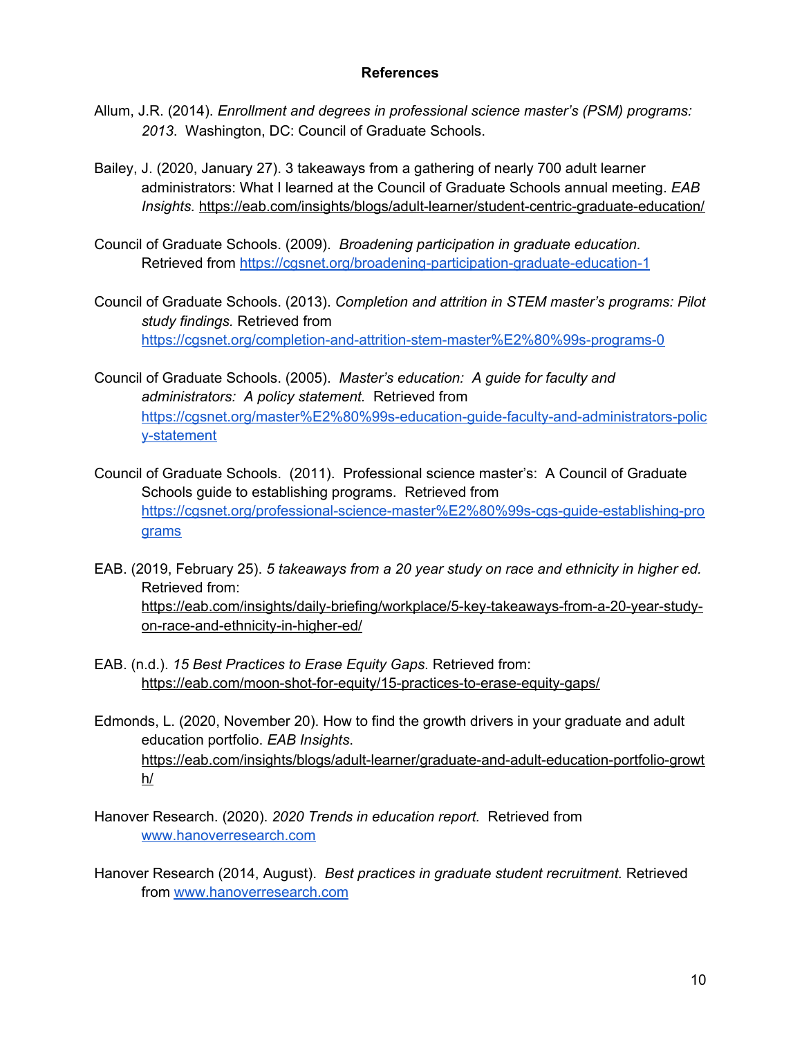**References**

Allum, J.R. (2014). *Enrollment and degrees in professional science master's (PSM) programs: 2013.* Washington, DC: Council of Graduate Schools.

Bailey, J. (2020, January 27). 3 takeaways from a gathering of nearly 700 adult learner administrators: What I learned at the Council of Graduate Schools annual meeting. *EAB Insights.* https://eab.com/insights/blogs/adult-learner/student-centric-graduate-education/

Council of Graduate Schools. (2009). *Broadening participation in graduate education.* Retrieved from https://cgsnet.org/broadening-participation-graduate-education-1

Council of Graduate Schools. (2013). *Completion and attrition in STEM master's programs: Pilot study findings.* Retrieved from https://cgsnet.org/completion-and-attrition-stem-master%E2%80%99s-programs-0

Council of Graduate Schools. (2005). *Master's education: A guide for faculty and administrators: A policy statement.* Retrieved from https://cgsnet.org/master%E2%80%99s-education-guide-faculty-and-administrators-policy-statement

Council of Graduate Schools. (2011). Professional science master's: A Council of Graduate Schools guide to establishing programs. Retrieved from https://cgsnet.org/professional-science-master%E2%80%99s-cgs-guide-establishing-programs

EAB. (2019, February 25). *5 takeaways from a 20 year study on race and ethnicity in higher ed.* Retrieved from: https://eab.com/insights/daily-briefing/workplace/5-key-takeaways-from-a-20-year-study-on-race-and-ethnicity-in-higher-ed/

EAB. (n.d.). *15 Best Practices to Erase Equity Gaps.* Retrieved from: https://eab.com/moon-shot-for-equity/15-practices-to-erase-equity-gaps/

Edmonds, L. (2020, November 20). How to find the growth drivers in your graduate and adult education portfolio. *EAB Insights*. https://eab.com/insights/blogs/adult-learner/graduate-and-adult-education-portfolio-growth/

Hanover Research. (2020). *2020 Trends in education report.* Retrieved from www.hanoverresearch.com

Hanover Research (2014, August). *Best practices in graduate student recruitment.* Retrieved from www.hanoverresearch.com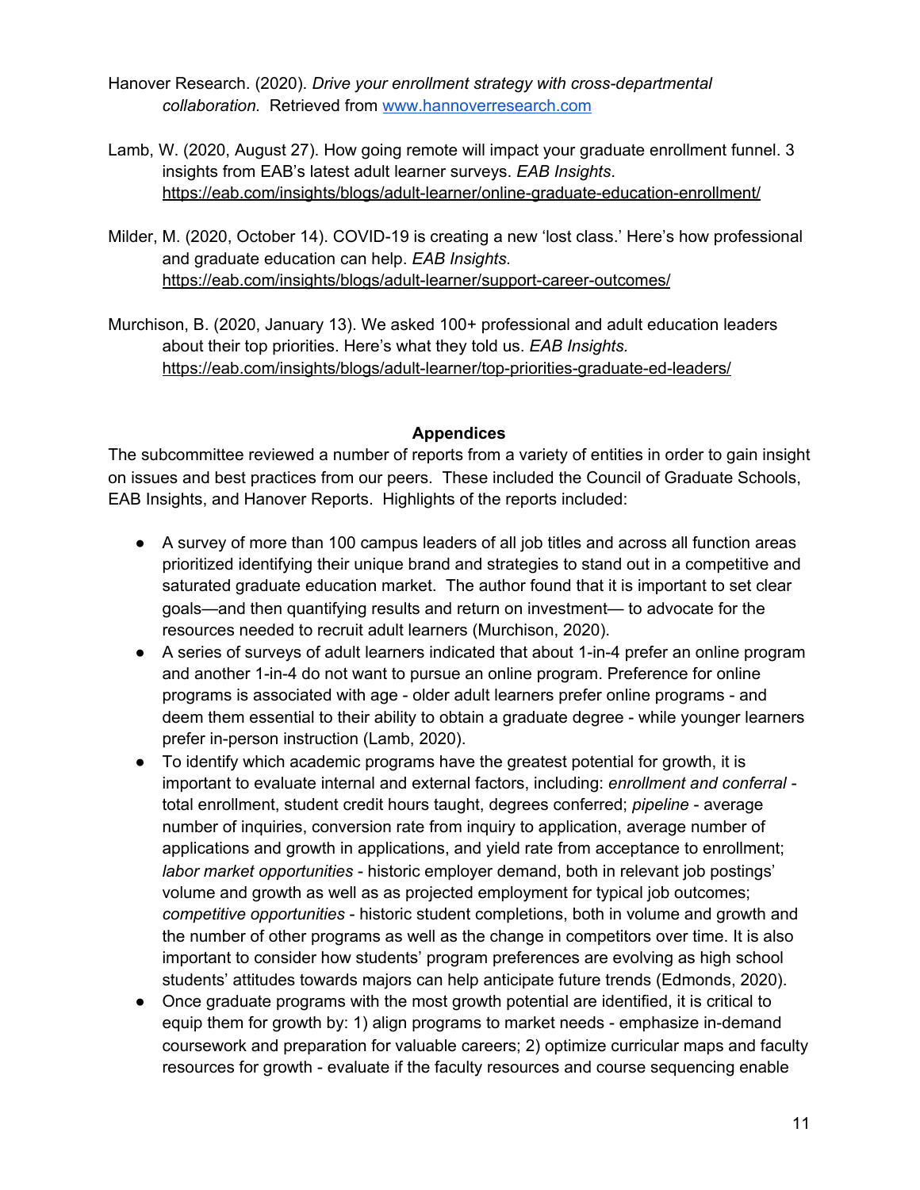Hanover Research. (2020). *Drive your enrollment strategy with cross-departmental collaboration.* Retrieved from [www.hannoverresearch.com](www.hannoverresearch.com)

Lamb, W. (2020, August 27). How going remote will impact your graduate enrollment funnel. 3 insights from EAB's latest adult learner surveys. *EAB Insights*. https://eab.com/insights/blogs/adult-learner/online-graduate-education-enrollment/

Milder, M. (2020, October 14). COVID-19 is creating a new 'lost class.' Here's how professional and graduate education can help. *EAB Insights.* https://eab.com/insights/blogs/adult-learner/support-career-outcomes/

Murchison, B. (2020, January 13). We asked 100+ professional and adult education leaders about their top priorities. Here's what they told us. *EAB Insights.* https://eab.com/insights/blogs/adult-learner/top-priorities-graduate-ed-leaders/

## Appendices

The subcommittee reviewed a number of reports from a variety of entities in order to gain insight on issues and best practices from our peers. These included the Council of Graduate Schools, EAB Insights, and Hanover Reports. Highlights of the reports included:

- A survey of more than 100 campus leaders of all job titles and across all function areas prioritized identifying their unique brand and strategies to stand out in a competitive and saturated graduate education market. The author found that it is important to set clear goals—and then quantifying results and return on investment— to advocate for the resources needed to recruit adult learners (Murchison, 2020).
- A series of surveys of adult learners indicated that about 1-in-4 prefer an online program and another 1-in-4 do not want to pursue an online program. Preference for online programs is associated with age - older adult learners prefer online programs - and deem them essential to their ability to obtain a graduate degree - while younger learners prefer in-person instruction (Lamb, 2020).
- To identify which academic programs have the greatest potential for growth, it is important to evaluate internal and external factors, including: *enrollment and conferral* - total enrollment, student credit hours taught, degrees conferred; *pipeline* - average number of inquiries, conversion rate from inquiry to application, average number of applications and growth in applications, and yield rate from acceptance to enrollment; *labor market opportunities* - historic employer demand, both in relevant job postings' volume and growth as well as as projected employment for typical job outcomes; *competitive opportunities* - historic student completions, both in volume and growth and the number of other programs as well as the change in competitors over time. It is also important to consider how students' program preferences are evolving as high school students' attitudes towards majors can help anticipate future trends (Edmonds, 2020).
- Once graduate programs with the most growth potential are identified, it is critical to equip them for growth by: 1) align programs to market needs - emphasize in-demand coursework and preparation for valuable careers; 2) optimize curricular maps and faculty resources for growth - evaluate if the faculty resources and course sequencing enable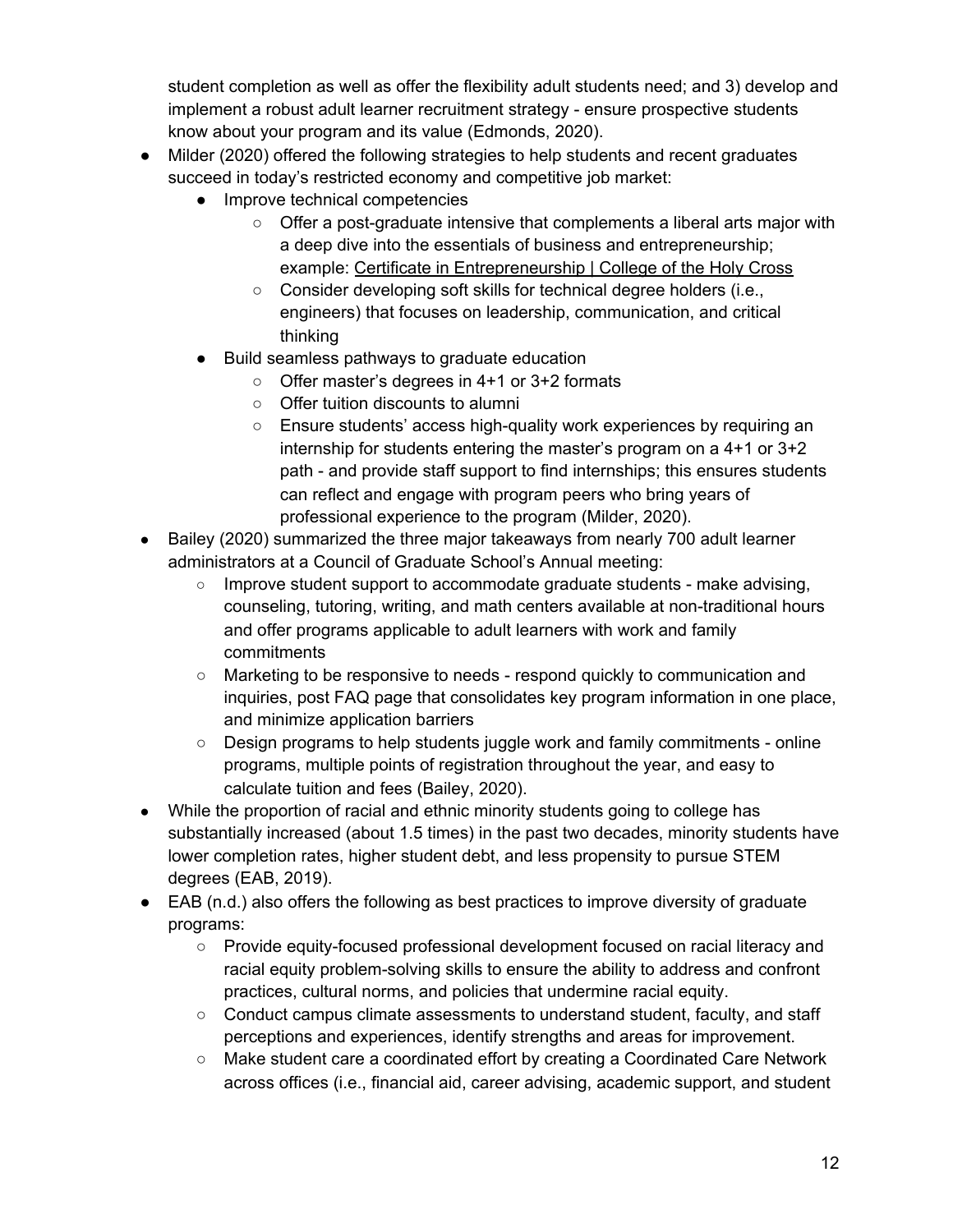student completion as well as offer the flexibility adult students need; and 3) develop and implement a robust adult learner recruitment strategy - ensure prospective students know about your program and its value (Edmonds, 2020).

- Milder (2020) offered the following strategies to help students and recent graduates succeed in today's restricted economy and competitive job market:
  - Improve technical competencies
    - Offer a post-graduate intensive that complements a liberal arts major with a deep dive into the essentials of business and entrepreneurship; example: Certificate in Entrepreneurship | College of the Holy Cross
    - Consider developing soft skills for technical degree holders (i.e., engineers) that focuses on leadership, communication, and critical thinking
  - Build seamless pathways to graduate education
    - Offer master's degrees in 4+1 or 3+2 formats
    - Offer tuition discounts to alumni
    - Ensure students' access high-quality work experiences by requiring an internship for students entering the master's program on a 4+1 or 3+2 path - and provide staff support to find internships; this ensures students can reflect and engage with program peers who bring years of professional experience to the program (Milder, 2020).
- Bailey (2020) summarized the three major takeaways from nearly 700 adult learner administrators at a Council of Graduate School's Annual meeting:
  - Improve student support to accommodate graduate students - make advising, counseling, tutoring, writing, and math centers available at non-traditional hours and offer programs applicable to adult learners with work and family commitments
  - Marketing to be responsive to needs - respond quickly to communication and inquiries, post FAQ page that consolidates key program information in one place, and minimize application barriers
  - Design programs to help students juggle work and family commitments - online programs, multiple points of registration throughout the year, and easy to calculate tuition and fees (Bailey, 2020).
- While the proportion of racial and ethnic minority students going to college has substantially increased (about 1.5 times) in the past two decades, minority students have lower completion rates, higher student debt, and less propensity to pursue STEM degrees (EAB, 2019).
- EAB (n.d.) also offers the following as best practices to improve diversity of graduate programs:
  - Provide equity-focused professional development focused on racial literacy and racial equity problem-solving skills to ensure the ability to address and confront practices, cultural norms, and policies that undermine racial equity.
  - Conduct campus climate assessments to understand student, faculty, and staff perceptions and experiences, identify strengths and areas for improvement.
  - Make student care a coordinated effort by creating a Coordinated Care Network across offices (i.e., financial aid, career advising, academic support, and student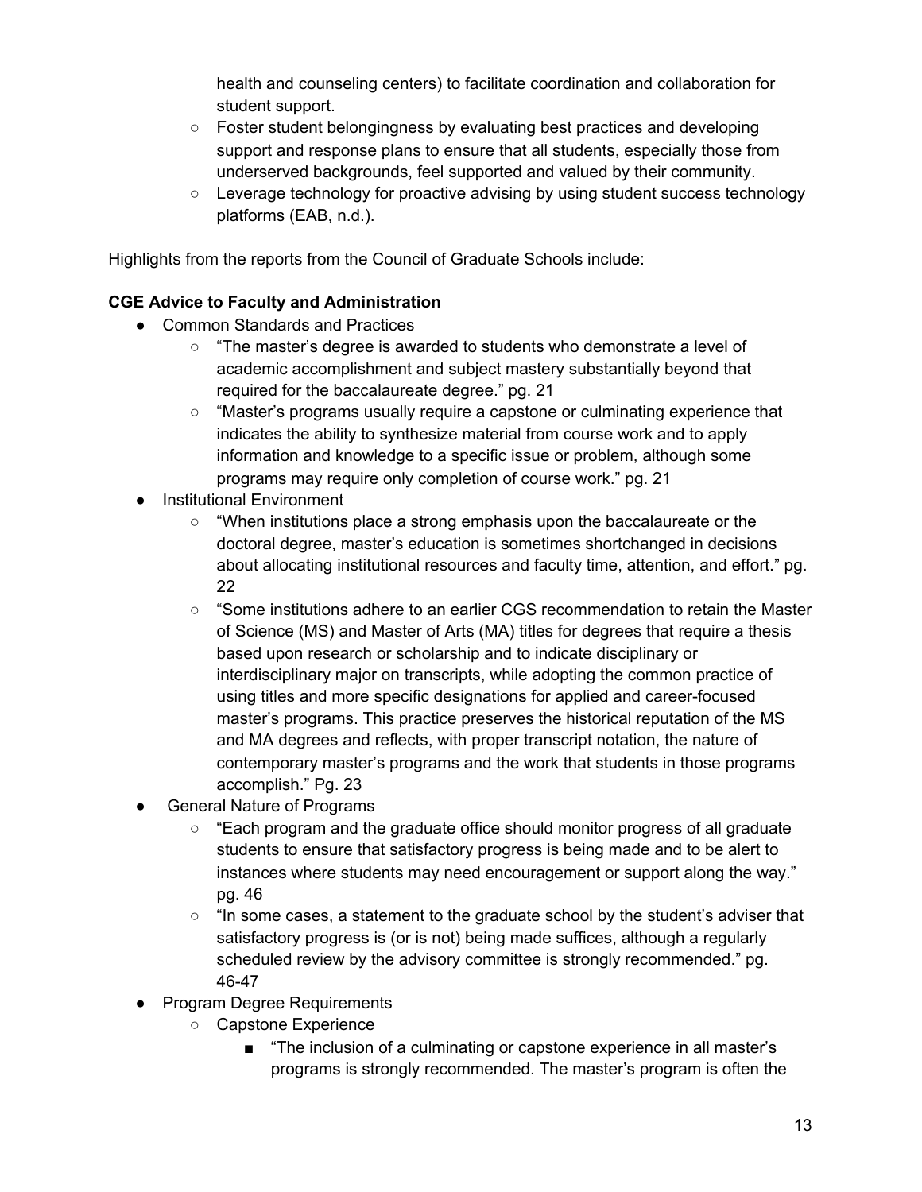health and counseling centers) to facilitate coordination and collaboration for student support.
  - Foster student belongingness by evaluating best practices and developing support and response plans to ensure that all students, especially those from underserved backgrounds, feel supported and valued by their community.
  - Leverage technology for proactive advising by using student success technology platforms (EAB, n.d.).

Highlights from the reports from the Council of Graduate Schools include:

**CGE Advice to Faculty and Administration**

- Common Standards and Practices
  - “The master’s degree is awarded to students who demonstrate a level of academic accomplishment and subject mastery substantially beyond that required for the baccalaureate degree.” pg. 21
  - “Master’s programs usually require a capstone or culminating experience that indicates the ability to synthesize material from course work and to apply information and knowledge to a specific issue or problem, although some programs may require only completion of course work.” pg. 21
- Institutional Environment
  - “When institutions place a strong emphasis upon the baccalaureate or the doctoral degree, master’s education is sometimes shortchanged in decisions about allocating institutional resources and faculty time, attention, and effort.” pg. 22
  - “Some institutions adhere to an earlier CGS recommendation to retain the Master of Science (MS) and Master of Arts (MA) titles for degrees that require a thesis based upon research or scholarship and to indicate disciplinary or interdisciplinary major on transcripts, while adopting the common practice of using titles and more specific designations for applied and career-focused master’s programs. This practice preserves the historical reputation of the MS and MA degrees and reflects, with proper transcript notation, the nature of contemporary master’s programs and the work that students in those programs accomplish.” Pg. 23
- General Nature of Programs
  - “Each program and the graduate office should monitor progress of all graduate students to ensure that satisfactory progress is being made and to be alert to instances where students may need encouragement or support along the way.” pg. 46
  - “In some cases, a statement to the graduate school by the student’s adviser that satisfactory progress is (or is not) being made suffices, although a regularly scheduled review by the advisory committee is strongly recommended.” pg. 46-47
- Program Degree Requirements
  - Capstone Experience
    - “The inclusion of a culminating or capstone experience in all master’s programs is strongly recommended. The master’s program is often the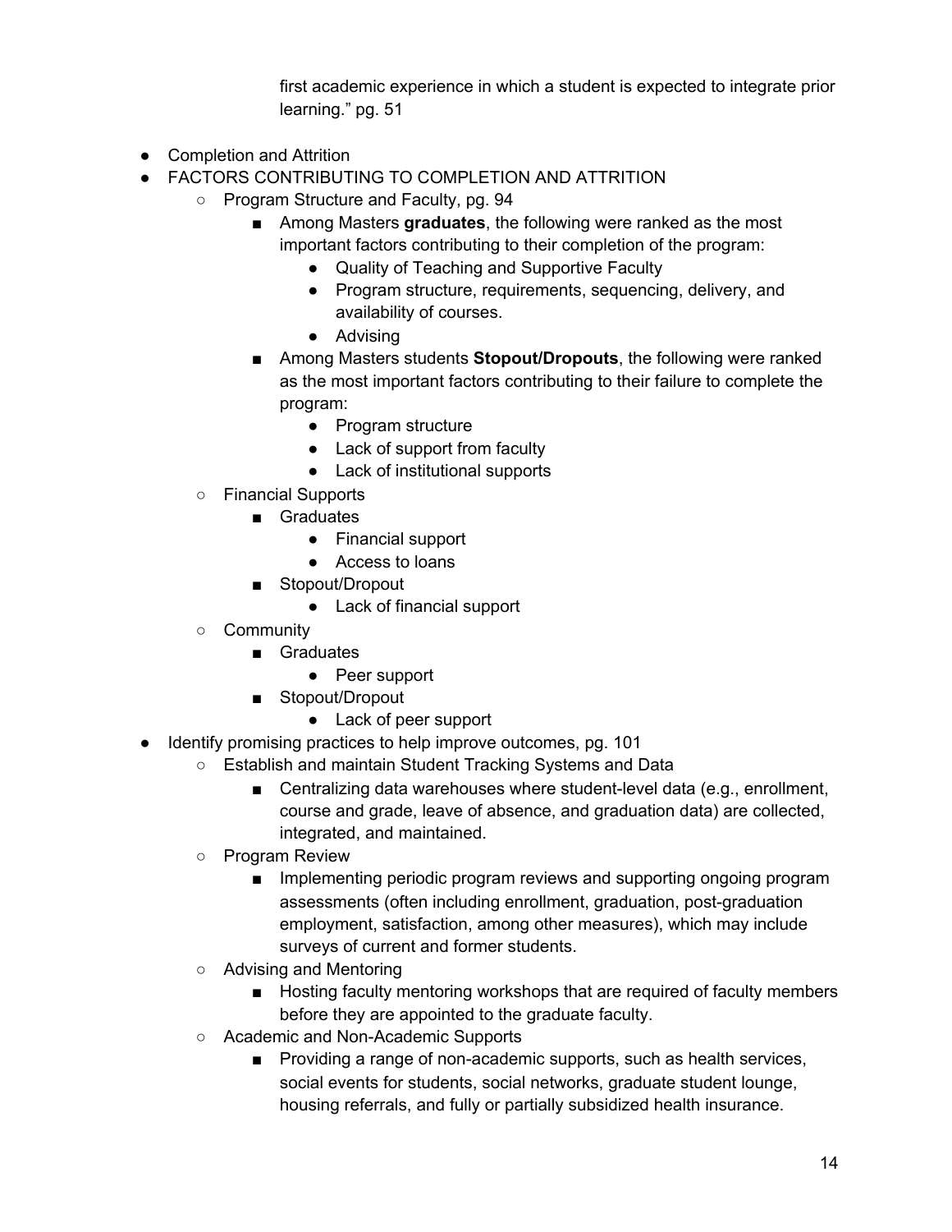first academic experience in which a student is expected to integrate prior learning." pg. 51

- Completion and Attrition
- FACTORS CONTRIBUTING TO COMPLETION AND ATTRITION
    - Program Structure and Faculty, pg. 94
        - Among Masters **graduates**, the following were ranked as the most important factors contributing to their completion of the program:
            - Quality of Teaching and Supportive Faculty
            - Program structure, requirements, sequencing, delivery, and availability of courses.
            - Advising
        - Among Masters students **Stopout/Dropouts**, the following were ranked as the most important factors contributing to their failure to complete the program:
            - Program structure
            - Lack of support from faculty
            - Lack of institutional supports
    - Financial Supports
        - Graduates
            - Financial support
            - Access to loans
        - Stopout/Dropout
            - Lack of financial support
    - Community
        - Graduates
            - Peer support
        - Stopout/Dropout
            - Lack of peer support
- Identify promising practices to help improve outcomes, pg. 101
    - Establish and maintain Student Tracking Systems and Data
        - Centralizing data warehouses where student-level data (e.g., enrollment, course and grade, leave of absence, and graduation data) are collected, integrated, and maintained.
    - Program Review
        - Implementing periodic program reviews and supporting ongoing program assessments (often including enrollment, graduation, post-graduation employment, satisfaction, among other measures), which may include surveys of current and former students.
    - Advising and Mentoring
        - Hosting faculty mentoring workshops that are required of faculty members before they are appointed to the graduate faculty.
    - Academic and Non-Academic Supports
        - Providing a range of non-academic supports, such as health services, social events for students, social networks, graduate student lounge, housing referrals, and fully or partially subsidized health insurance.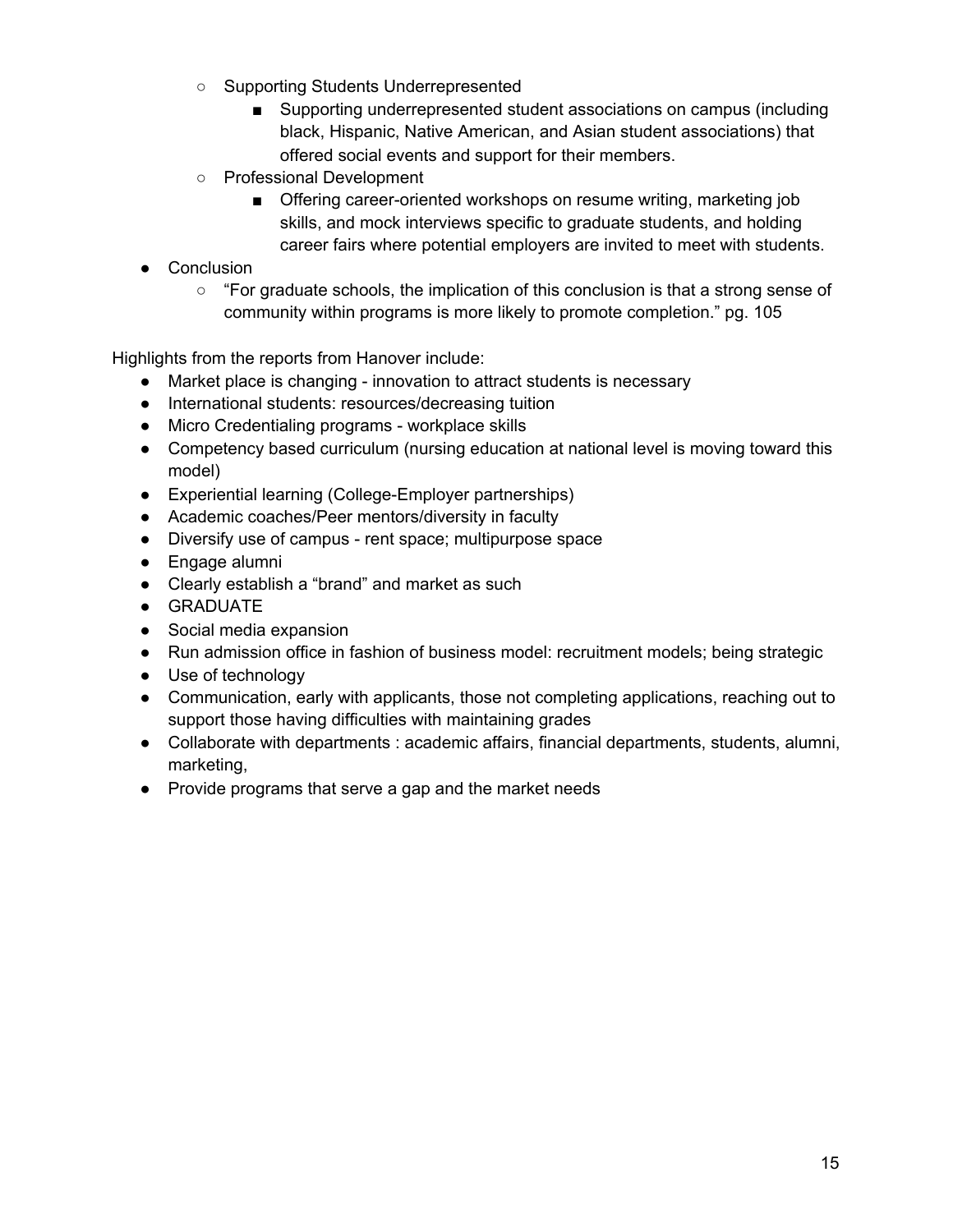- Supporting Students Underrepresented
    - Supporting underrepresented student associations on campus (including black, Hispanic, Native American, and Asian student associations) that offered social events and support for their members.
- Professional Development
    - Offering career-oriented workshops on resume writing, marketing job skills, and mock interviews specific to graduate students, and holding career fairs where potential employers are invited to meet with students.

- Conclusion
    - "For graduate schools, the implication of this conclusion is that a strong sense of community within programs is more likely to promote completion." pg. 105

Highlights from the reports from Hanover include:

- Market place is changing - innovation to attract students is necessary
- International students: resources/decreasing tuition
- Micro Credentialing programs - workplace skills
- Competency based curriculum (nursing education at national level is moving toward this model)
- Experiential learning (College-Employer partnerships)
- Academic coaches/Peer mentors/diversity in faculty
- Diversify use of campus - rent space; multipurpose space
- Engage alumni
- Clearly establish a "brand" and market as such
- GRADUATE
- Social media expansion
- Run admission office in fashion of business model: recruitment models; being strategic
- Use of technology
- Communication, early with applicants, those not completing applications, reaching out to support those having difficulties with maintaining grades
- Collaborate with departments : academic affairs, financial departments, students, alumni, marketing,
- Provide programs that serve a gap and the market needs